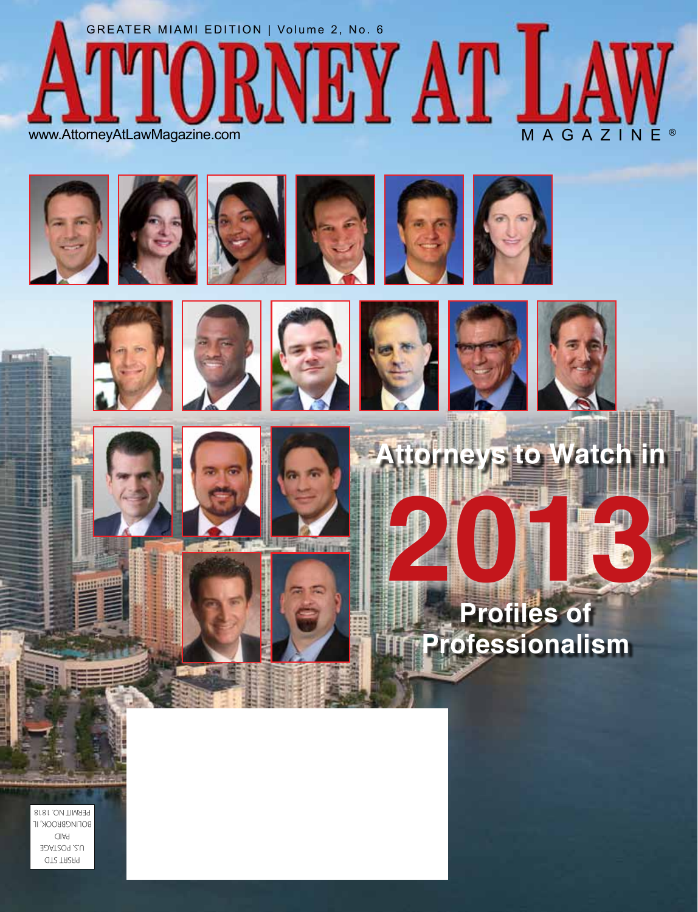GREATER MIAMI EDITION | Volume 2, No. 6

# ATTORNEY AT LAW

www.AttorneyAtLawMagazine.com

MAGAZINE®

## Attorneys to Watch in 2013

## Profiles of Professionalism

PRSRT STD
U.S. POSTAGE
PAID
BOLINGBROOK, IL
PERMIT NO. 1818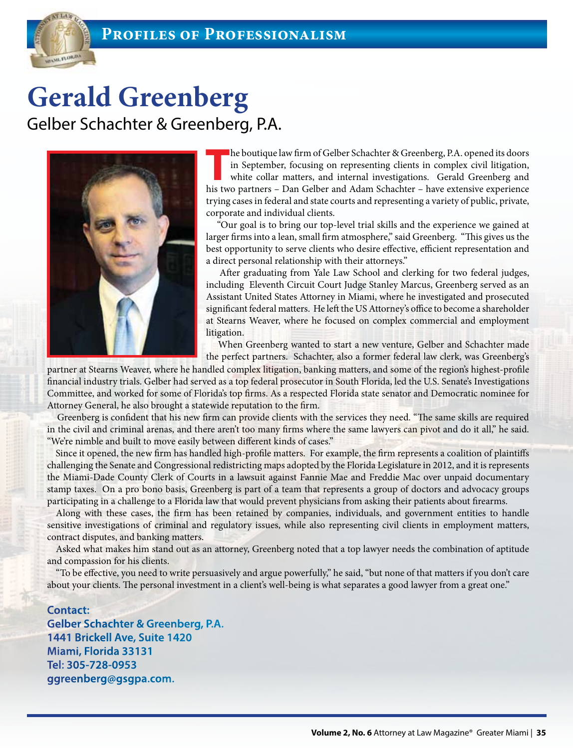# Profiles of Professionalism

# Gerald Greenberg

## Gelber Schachter & Greenberg, P.A.

The boutique law firm of Gelber Schachter & Greenberg, P.A. opened its doors in September, focusing on representing clients in complex civil litigation, white collar matters, and internal investigations. Gerald Greenberg and his two partners – Dan Gelber and Adam Schachter – have extensive experience trying cases in federal and state courts and representing a variety of public, private, corporate and individual clients.

"Our goal is to bring our top-level trial skills and the experience we gained at larger firms into a lean, small firm atmosphere," said Greenberg. "This gives us the best opportunity to serve clients who desire effective, efficient representation and a direct personal relationship with their attorneys."

After graduating from Yale Law School and clerking for two federal judges, including Eleventh Circuit Court Judge Stanley Marcus, Greenberg served as an Assistant United States Attorney in Miami, where he investigated and prosecuted significant federal matters. He left the US Attorney's office to become a shareholder at Stearns Weaver, where he focused on complex commercial and employment litigation.

When Greenberg wanted to start a new venture, Gelber and Schachter made the perfect partners. Schachter, also a former federal law clerk, was Greenberg's partner at Stearns Weaver, where he handled complex litigation, banking matters, and some of the region's highest-profile financial industry trials. Gelber had served as a top federal prosecutor in South Florida, led the U.S. Senate's Investigations Committee, and worked for some of Florida's top firms. As a respected Florida state senator and Democratic nominee for Attorney General, he also brought a statewide reputation to the firm.

Greenberg is confident that his new firm can provide clients with the services they need. "The same skills are required in the civil and criminal arenas, and there aren't too many firms where the same lawyers can pivot and do it all," he said. "We're nimble and built to move easily between different kinds of cases."

Since it opened, the new firm has handled high-profile matters. For example, the firm represents a coalition of plaintiffs challenging the Senate and Congressional redistricting maps adopted by the Florida Legislature in 2012, and it is represents the Miami-Dade County Clerk of Courts in a lawsuit against Fannie Mae and Freddie Mac over unpaid documentary stamp taxes. On a pro bono basis, Greenberg is part of a team that represents a group of doctors and advocacy groups participating in a challenge to a Florida law that would prevent physicians from asking their patients about firearms.

Along with these cases, the firm has been retained by companies, individuals, and government entities to handle sensitive investigations of criminal and regulatory issues, while also representing civil clients in employment matters, contract disputes, and banking matters.

Asked what makes him stand out as an attorney, Greenberg noted that a top lawyer needs the combination of aptitude and compassion for his clients.

"To be effective, you need to write persuasively and argue powerfully," he said, "but none of that matters if you don't care about your clients. The personal investment in a client's well-being is what separates a good lawyer from a great one."

**Contact:**
**Gelber Schachter & Greenberg, P.A.**
**1441 Brickell Ave, Suite 1420**
**Miami, Florida 33131**
**Tel: 305-728-0953**
**ggreenberg@gsgpa.com.**